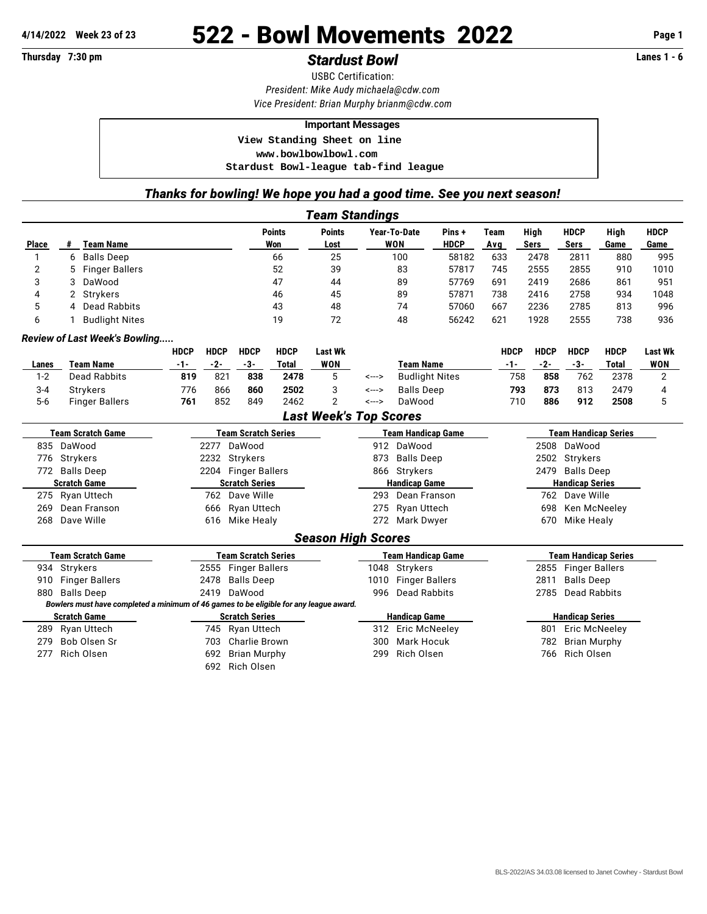**4/14/2022 Week 23 of 23**

# 522 - Bowl Movements 2022

**Thursday 7:30 pm**

## *Stardust Bowl*

**Lanes 1 - 6**

USBC Certification:

*President: Mike Audy michaela@cdw.com*

*Vice President: Brian Murphy brianm@cdw.com*

**Important Messages**

```
View Standing Sheet on line
www.bowlbowlbowl.com
Stardust Bowl-league tab-find league
```

### *Thanks for bowling! We hope you had a good time. See you next season!*

## *Team Standings*

| Place | # | Team Name | Points Won | Points Lost | Year-To-Date WON | Pins + HDCP | Team Avg | High Sers | HDCP Sers | High Game | HDCP Game |
|---|---|---|---|---|---|---|---|---|---|---|---|
| 1 | 6 | Balls Deep | 66 | 25 | 100 | 58182 | 633 | 2478 | 2811 | 880 | 995 |
| 2 | 5 | Finger Ballers | 52 | 39 | 83 | 57817 | 745 | 2555 | 2855 | 910 | 1010 |
| 3 | 3 | DaWood | 47 | 44 | 89 | 57769 | 691 | 2419 | 2686 | 861 | 951 |
| 4 | 2 | Strykers | 46 | 45 | 89 | 57871 | 738 | 2416 | 2758 | 934 | 1048 |
| 5 | 4 | Dead Rabbits | 43 | 48 | 74 | 57060 | 667 | 2236 | 2785 | 813 | 996 |
| 6 | 1 | Budlight Nites | 19 | 72 | 48 | 56242 | 621 | 1928 | 2555 | 738 | 936 |

### *Review of Last Week's Bowling.....*

| Lanes | Team Name | HDCP -1- | HDCP -2- | HDCP -3- | HDCP Total | Last Wk WON | | Team Name | HDCP -1- | HDCP -2- | HDCP -3- | HDCP Total | Last Wk WON |
|---|---|---|---|---|---|---|---|---|---|---|---|---|---|
| 1-2 | Dead Rabbits | **819** | 821 | **838** | **2478** | 5 | <---> | Budlight Nites | 758 | **858** | 762 | 2378 | 2 |
| 3-4 | Strykers | 776 | 866 | **860** | **2502** | 3 | <---> | Balls Deep | **793** | **873** | 813 | 2479 | 4 |
| 5-6 | Finger Ballers | **761** | 852 | 849 | 2462 | 2 | <---> | DaWood | 710 | **886** | **912** | **2508** | 5 |

## *Last Week's Top Scores*

| Team Scratch Game | Team Scratch Series | Team Handicap Game | Team Handicap Series |
|---|---|---|---|
| 835 DaWood | 2277 DaWood | 912 DaWood | 2508 DaWood |
| 776 Strykers | 2232 Strykers | 873 Balls Deep | 2502 Strykers |
| 772 Balls Deep | 2204 Finger Ballers | 866 Strykers | 2479 Balls Deep |
| **Scratch Game** | **Scratch Series** | **Handicap Game** | **Handicap Series** |
| 275 Ryan Uttech | 762 Dave Wille | 293 Dean Franson | 762 Dave Wille |
| 269 Dean Franson | 666 Ryan Uttech | 275 Ryan Uttech | 698 Ken McNeeley |
| 268 Dave Wille | 616 Mike Healy | 272 Mark Dwyer | 670 Mike Healy |

## *Season High Scores*

| Team Scratch Game | Team Scratch Series | Team Handicap Game | Team Handicap Series |
|---|---|---|---|
| 934 Strykers | 2555 Finger Ballers | 1048 Strykers | 2855 Finger Ballers |
| 910 Finger Ballers | 2478 Balls Deep | 1010 Finger Ballers | 2811 Balls Deep |
| 880 Balls Deep | 2419 DaWood | 996 Dead Rabbits | 2785 Dead Rabbits |

*Bowlers must have completed a minimum of 46 games to be eligible for any league award.*

| Scratch Game | Scratch Series | Handicap Game | Handicap Series |
|---|---|---|---|
| 289 Ryan Uttech | 745 Ryan Uttech | 312 Eric McNeeley | 801 Eric McNeeley |
| 279 Bob Olsen Sr | 703 Charlie Brown | 300 Mark Hocuk | 782 Brian Murphy |
| 277 Rich Olsen | 692 Brian Murphy | 299 Rich Olsen | 766 Rich Olsen |
| | 692 Rich Olsen | | |

BLS-2022/AS 34.03.08 licensed to Janet Cowhey - Stardust Bowl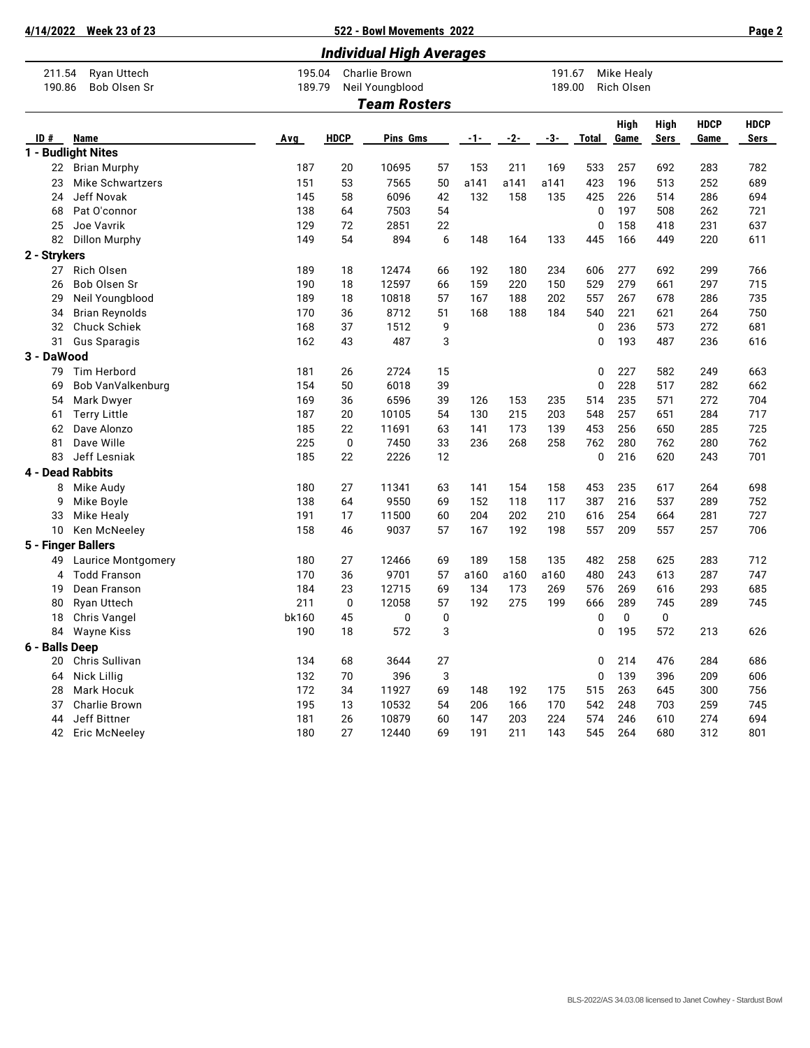## Individual High Averages

| | | | | | |
|---|---|---|---|---|---|
| 211.54 | Ryan Uttech | 195.04 | Charlie Brown | 191.67 | Mike Healy |
| 190.86 | Bob Olsen Sr | 189.79 | Neil Youngblood | 189.00 | Rich Olsen |

## Team Rosters

| ID # | Name | Avg | HDCP | Pins | Gms | -1- | -2- | -3- | Total | High Game | High Sers | HDCP Game | HDCP Sers |
|---|---|---|---|---|---|---|---|---|---|---|---|---|---|
| **1 - Budlight Nites** | | | | | | | | | | | | | |
| 22 | Brian Murphy | 187 | 20 | 10695 | 57 | 153 | 211 | 169 | 533 | 257 | 692 | 283 | 782 |
| 23 | Mike Schwartzers | 151 | 53 | 7565 | 50 | a141 | a141 | a141 | 423 | 196 | 513 | 252 | 689 |
| 24 | Jeff Novak | 145 | 58 | 6096 | 42 | 132 | 158 | 135 | 425 | 226 | 514 | 286 | 694 |
| 68 | Pat O'connor | 138 | 64 | 7503 | 54 | | | | 0 | 197 | 508 | 262 | 721 |
| 25 | Joe Vavrik | 129 | 72 | 2851 | 22 | | | | 0 | 158 | 418 | 231 | 637 |
| 82 | Dillon Murphy | 149 | 54 | 894 | 6 | 148 | 164 | 133 | 445 | 166 | 449 | 220 | 611 |
| **2 - Strykers** | | | | | | | | | | | | | |
| 27 | Rich Olsen | 189 | 18 | 12474 | 66 | 192 | 180 | 234 | 606 | 277 | 692 | 299 | 766 |
| 26 | Bob Olsen Sr | 190 | 18 | 12597 | 66 | 159 | 220 | 150 | 529 | 279 | 661 | 297 | 715 |
| 29 | Neil Youngblood | 189 | 18 | 10818 | 57 | 167 | 188 | 202 | 557 | 267 | 678 | 286 | 735 |
| 34 | Brian Reynolds | 170 | 36 | 8712 | 51 | 168 | 188 | 184 | 540 | 221 | 621 | 264 | 750 |
| 32 | Chuck Schiek | 168 | 37 | 1512 | 9 | | | | 0 | 236 | 573 | 272 | 681 |
| 31 | Gus Sparagis | 162 | 43 | 487 | 3 | | | | 0 | 193 | 487 | 236 | 616 |
| **3 - DaWood** | | | | | | | | | | | | | |
| 79 | Tim Herbord | 181 | 26 | 2724 | 15 | | | | 0 | 227 | 582 | 249 | 663 |
| 69 | Bob VanValkenburg | 154 | 50 | 6018 | 39 | | | | 0 | 228 | 517 | 282 | 662 |
| 54 | Mark Dwyer | 169 | 36 | 6596 | 39 | 126 | 153 | 235 | 514 | 235 | 571 | 272 | 704 |
| 61 | Terry Little | 187 | 20 | 10105 | 54 | 130 | 215 | 203 | 548 | 257 | 651 | 284 | 717 |
| 62 | Dave Alonzo | 185 | 22 | 11691 | 63 | 141 | 173 | 139 | 453 | 256 | 650 | 285 | 725 |
| 81 | Dave Wille | 225 | 0 | 7450 | 33 | 236 | 268 | 258 | 762 | 280 | 762 | 280 | 762 |
| 83 | Jeff Lesniak | 185 | 22 | 2226 | 12 | | | | 0 | 216 | 620 | 243 | 701 |
| **4 - Dead Rabbits** | | | | | | | | | | | | | |
| 8 | Mike Audy | 180 | 27 | 11341 | 63 | 141 | 154 | 158 | 453 | 235 | 617 | 264 | 698 |
| 9 | Mike Boyle | 138 | 64 | 9550 | 69 | 152 | 118 | 117 | 387 | 216 | 537 | 289 | 752 |
| 33 | Mike Healy | 191 | 17 | 11500 | 60 | 204 | 202 | 210 | 616 | 254 | 664 | 281 | 727 |
| 10 | Ken McNeeley | 158 | 46 | 9037 | 57 | 167 | 192 | 198 | 557 | 209 | 557 | 257 | 706 |
| **5 - Finger Ballers** | | | | | | | | | | | | | |
| 49 | Laurice Montgomery | 180 | 27 | 12466 | 69 | 189 | 158 | 135 | 482 | 258 | 625 | 283 | 712 |
| 4 | Todd Franson | 170 | 36 | 9701 | 57 | a160 | a160 | a160 | 480 | 243 | 613 | 287 | 747 |
| 19 | Dean Franson | 184 | 23 | 12715 | 69 | 134 | 173 | 269 | 576 | 269 | 616 | 293 | 685 |
| 80 | Ryan Uttech | 211 | 0 | 12058 | 57 | 192 | 275 | 199 | 666 | 289 | 745 | 289 | 745 |
| 18 | Chris Vangel | bk160 | 45 | 0 | 0 | | | | 0 | 0 | 0 | | |
| 84 | Wayne Kiss | 190 | 18 | 572 | 3 | | | | 0 | 195 | 572 | 213 | 626 |
| **6 - Balls Deep** | | | | | | | | | | | | | |
| 20 | Chris Sullivan | 134 | 68 | 3644 | 27 | | | | 0 | 214 | 476 | 284 | 686 |
| 64 | Nick Lillig | 132 | 70 | 396 | 3 | | | | 0 | 139 | 396 | 209 | 606 |
| 28 | Mark Hocuk | 172 | 34 | 11927 | 69 | 148 | 192 | 175 | 515 | 263 | 645 | 300 | 756 |
| 37 | Charlie Brown | 195 | 13 | 10532 | 54 | 206 | 166 | 170 | 542 | 248 | 703 | 259 | 745 |
| 44 | Jeff Bittner | 181 | 26 | 10879 | 60 | 147 | 203 | 224 | 574 | 246 | 610 | 274 | 694 |
| 42 | Eric McNeeley | 180 | 27 | 12440 | 69 | 191 | 211 | 143 | 545 | 264 | 680 | 312 | 801 |

BLS-2022/AS 34.03.08 licensed to Janet Cowhey - Stardust Bowl